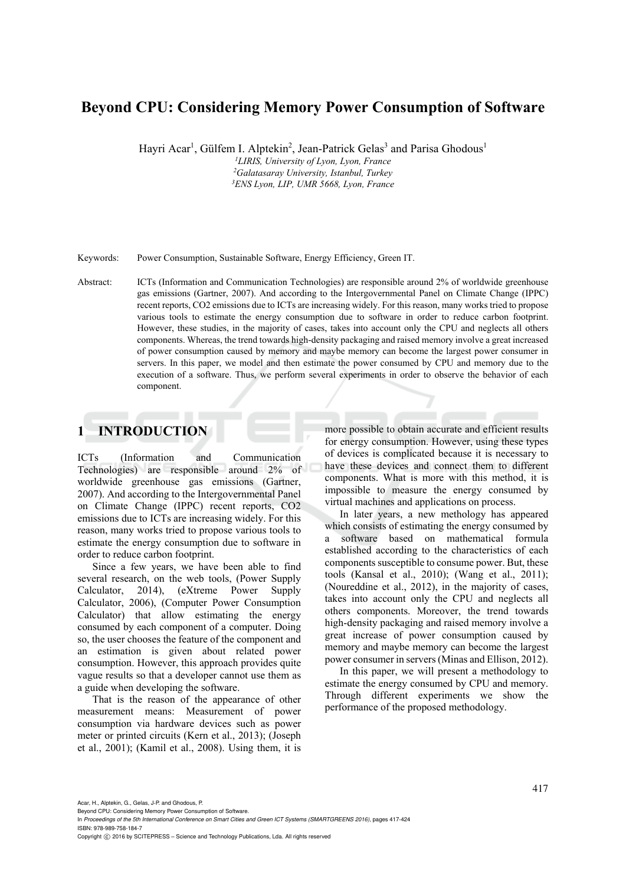# Beyond CPU: Considering Memory Power Consumption of Software

Hayri Acar[1], Gülfem I. Alptekin[2], Jean-Patrick Gelas[3] and Parisa Ghodous[1]

[1]*LIRIS, University of Lyon, Lyon, France*
[2]*Galatasaray University, Istanbul, Turkey*
[3]*ENS Lyon, LIP, UMR 5668, Lyon, France*

Keywords: Power Consumption, Sustainable Software, Energy Efficiency, Green IT.

Abstract: ICTs (Information and Communication Technologies) are responsible around 2% of worldwide greenhouse gas emissions (Gartner, 2007). And according to the Intergovernmental Panel on Climate Change (IPPC) recent reports, CO2 emissions due to ICTs are increasing widely. For this reason, many works tried to propose various tools to estimate the energy consumption due to software in order to reduce carbon footprint. However, these studies, in the majority of cases, takes into account only the CPU and neglects all others components. Whereas, the trend towards high-density packaging and raised memory involve a great increased of power consumption caused by memory and maybe memory can become the largest power consumer in servers. In this paper, we model and then estimate the power consumed by CPU and memory due to the execution of a software. Thus, we perform several experiments in order to observe the behavior of each component.

## 1 INTRODUCTION

ICTs (Information and Communication Technologies) are responsible around 2% of worldwide greenhouse gas emissions (Gartner, 2007). And according to the Intergovernmental Panel on Climate Change (IPPC) recent reports, CO2 emissions due to ICTs are increasing widely. For this reason, many works tried to propose various tools to estimate the energy consumption due to software in order to reduce carbon footprint.

Since a few years, we have been able to find several research, on the web tools, (Power Supply Calculator, 2014), (eXtreme Power Supply Calculator, 2006), (Computer Power Consumption Calculator) that allow estimating the energy consumed by each component of a computer. Doing so, the user chooses the feature of the component and an estimation is given about related power consumption. However, this approach provides quite vague results so that a developer cannot use them as a guide when developing the software.

That is the reason of the appearance of other measurement means: Measurement of power consumption via hardware devices such as power meter or printed circuits (Kern et al., 2013); (Joseph et al., 2001); (Kamil et al., 2008). Using them, it is more possible to obtain accurate and efficient results for energy consumption. However, using these types of devices is complicated because it is necessary to have these devices and connect them to different components. What is more with this method, it is impossible to measure the energy consumed by virtual machines and applications on process.

In later years, a new methology has appeared which consists of estimating the energy consumed by a software based on mathematical formula established according to the characteristics of each components susceptible to consume power. But, these tools (Kansal et al., 2010); (Wang et al., 2011); (Noureddine et al., 2012), in the majority of cases, takes into account only the CPU and neglects all others components. Moreover, the trend towards high-density packaging and raised memory involve a great increase of power consumption caused by memory and maybe memory can become the largest power consumer in servers (Minas and Ellison, 2012).

In this paper, we will present a methodology to estimate the energy consumed by CPU and memory. Through different experiments we show the performance of the proposed methodology.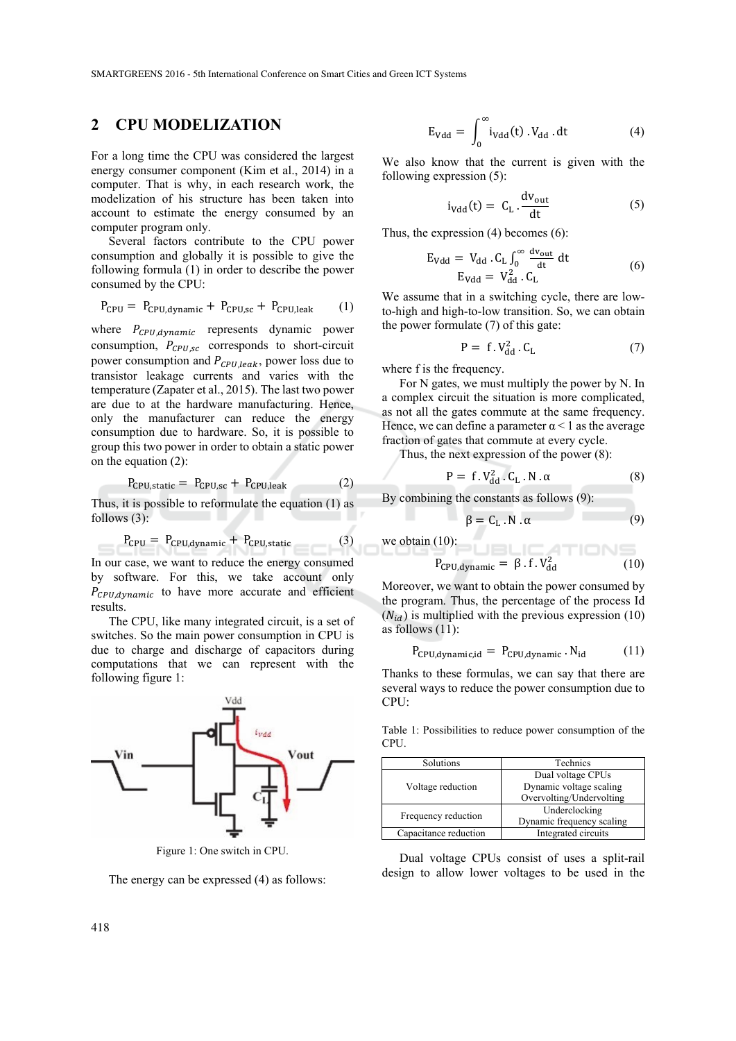## 2 CPU MODELIZATION

For a long time the CPU was considered the largest energy consumer component (Kim et al., 2014) in a computer. That is why, in each research work, the modelization of his structure has been taken into account to estimate the energy consumed by an computer program only.

Several factors contribute to the CPU power consumption and globally it is possible to give the following formula (1) in order to describe the power consumed by the CPU:

$$P_{CPU} = P_{CPU,dynamic} + P_{CPU,sc} + P_{CPU,leak} \quad (1)$$

where $P_{CPU,dynamic}$ represents dynamic power consumption, $P_{CPU,sc}$ corresponds to short-circuit power consumption and $P_{CPU,leak}$, power loss due to transistor leakage currents and varies with the temperature (Zapater et al., 2015). The last two power are due to at the hardware manufacturing. Hence, only the manufacturer can reduce the energy consumption due to hardware. So, it is possible to group this two power in order to obtain a static power on the equation (2):

$$P_{CPU,static} = P_{CPU,sc} + P_{CPU,leak} \quad (2)$$

Thus, it is possible to reformulate the equation (1) as follows (3):

$$P_{CPU} = P_{CPU,dynamic} + P_{CPU,static} \quad (3)$$

In our case, we want to reduce the energy consumed by software. For this, we take account only $P_{CPU,dynamic}$ to have more accurate and efficient results.

The CPU, like many integrated circuit, is a set of switches. So the main power consumption in CPU is due to charge and discharge of capacitors during computations that we can represent with the following figure 1:

Figure 1: One switch in CPU.

The energy can be expressed (4) as follows:

$$E_{Vdd} = \int_0^{\infty} i_{Vdd}(t) \cdot V_{dd} \cdot dt \quad (4)$$

We also know that the current is given with the following expression (5):

$$i_{Vdd}(t) = C_L \cdot \frac{dv_{out}}{dt} \quad (5)$$

Thus, the expression (4) becomes (6):

$$E_{Vdd} = V_{dd} \cdot C_L \int_0^{\infty} \frac{dv_{out}}{dt} dt$$
$$E_{Vdd} = V_{dd}^2 \cdot C_L \quad (6)$$

We assume that in a switching cycle, there are low-to-high and high-to-low transition. So, we can obtain the power formulate (7) of this gate:

$$P = f \cdot V_{dd}^2 \cdot C_L \quad (7)$$

where f is the frequency.

For N gates, we must multiply the power by N. In a complex circuit the situation is more complicated, as not all the gates commute at the same frequency. Hence, we can define a parameter $\alpha < 1$ as the average fraction of gates that commute at every cycle.

Thus, the next expression of the power (8):

$$P = f \cdot V_{dd}^2 \cdot C_L \cdot N \cdot \alpha \quad (8)$$

By combining the constants as follows (9):

$$\beta = C_L \cdot N \cdot \alpha \quad (9)$$

we obtain (10):

$$P_{CPU,dynamic} = \beta \cdot f \cdot V_{dd}^2 \quad (10)$$

Moreover, we want to obtain the power consumed by the program. Thus, the percentage of the process Id ($N_{id}$) is multiplied with the previous expression (10) as follows (11):

$$P_{CPU,dynamic,id} = P_{CPU,dynamic} \cdot N_{id} \quad (11)$$

Thanks to these formulas, we can say that there are several ways to reduce the power consumption due to CPU:

Table 1: Possibilities to reduce power consumption of the CPU.

| Solutions | Technics |
|---|---|
| Voltage reduction | Dual voltage CPUs<br>Dynamic voltage scaling<br>Overvolting/Undervolting |
| Frequency reduction | Underclocking<br>Dynamic frequency scaling |
| Capacitance reduction | Integrated circuits |

Dual voltage CPUs consist of uses a split-rail design to allow lower voltages to be used in the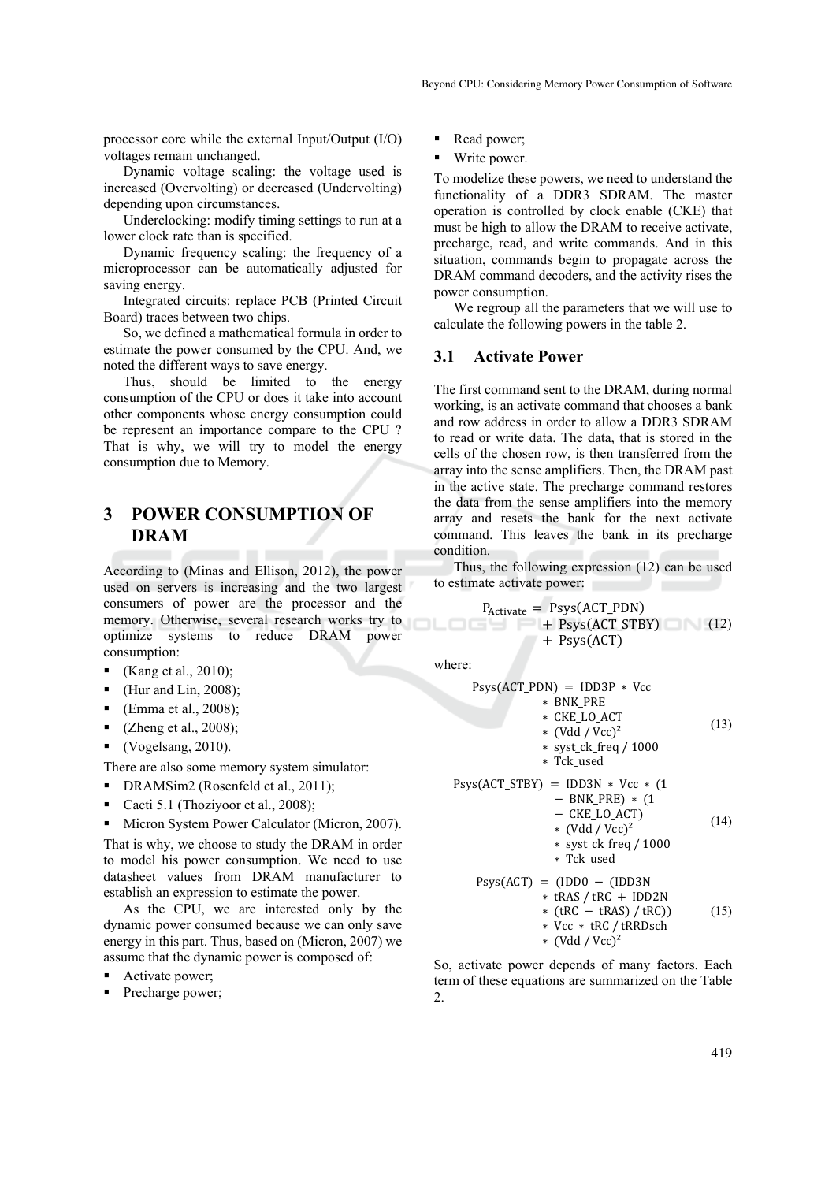processor core while the external Input/Output (I/O) voltages remain unchanged.

Dynamic voltage scaling: the voltage used is increased (Overvolting) or decreased (Undervolting) depending upon circumstances.

Underclocking: modify timing settings to run at a lower clock rate than is specified.

Dynamic frequency scaling: the frequency of a microprocessor can be automatically adjusted for saving energy.

Integrated circuits: replace PCB (Printed Circuit Board) traces between two chips.

So, we defined a mathematical formula in order to estimate the power consumed by the CPU. And, we noted the different ways to save energy.

Thus, should be limited to the energy consumption of the CPU or does it take into account other components whose energy consumption could be represent an importance compare to the CPU ? That is why, we will try to model the energy consumption due to Memory.

## 3 POWER CONSUMPTION OF DRAM

According to (Minas and Ellison, 2012), the power used on servers is increasing and the two largest consumers of power are the processor and the memory. Otherwise, several research works try to optimize systems to reduce DRAM power consumption:

- (Kang et al., 2010);
- (Hur and Lin, 2008);
- (Emma et al., 2008);
- (Zheng et al., 2008);
- (Vogelsang, 2010).

There are also some memory system simulator:

- DRAMSim2 (Rosenfeld et al., 2011);
- Cacti 5.1 (Thoziyoor et al., 2008);
- Micron System Power Calculator (Micron, 2007).

That is why, we choose to study the DRAM in order to model his power consumption. We need to use datasheet values from DRAM manufacturer to establish an expression to estimate the power.

As the CPU, we are interested only by the dynamic power consumed because we can only save energy in this part. Thus, based on (Micron, 2007) we assume that the dynamic power is composed of:

- Activate power;
- Precharge power;
- Read power;
- Write power.

To modelize these powers, we need to understand the functionality of a DDR3 SDRAM. The master operation is controlled by clock enable (CKE) that must be high to allow the DRAM to receive activate, precharge, read, and write commands. And in this situation, commands begin to propagate across the DRAM command decoders, and the activity rises the power consumption.

We regroup all the parameters that we will use to calculate the following powers in the table 2.

### 3.1 Activate Power

The first command sent to the DRAM, during normal working, is an activate command that chooses a bank and row address in order to allow a DDR3 SDRAM to read or write data. The data, that is stored in the cells of the chosen row, is then transferred from the array into the sense amplifiers. Then, the DRAM past in the active state. The precharge command restores the data from the sense amplifiers into the memory array and resets the bank for the next activate command. This leaves the bank in its precharge condition.

Thus, the following expression (12) can be used to estimate activate power:

$$P_{\text{Activate}} = \text{Psys(ACT\_PDN)} + \text{Psys(ACT\_STBY)} + \text{Psys(ACT)} \tag{12}$$

where:

$$\text{Psys(ACT\_PDN)} = \text{IDD3P} * \text{Vcc} * \text{BNK\_PRE} * \text{CKE\_LO\_ACT} * (\text{Vdd} / \text{Vcc})^2 * \text{syst\_ck\_freq} / 1000 * \text{Tck\_used} \tag{13}$$

$$\text{Psys(ACT\_STBY)} = \text{IDD3N} * \text{Vcc} * (1 - \text{BNK\_PRE}) * (1 - \text{CKE\_LO\_ACT}) * (\text{Vdd} / \text{Vcc})^2 * \text{syst\_ck\_freq} / 1000 * \text{Tck\_used} \tag{14}$$

$$\text{Psys(ACT)} = (\text{IDD0} - (\text{IDD3N} * \text{tRAS} / \text{tRC} + \text{IDD2N} * (\text{tRC} - \text{tRAS}) / \text{tRC})) * \text{Vcc} * \text{tRC} / \text{tRRDsch} * (\text{Vdd} / \text{Vcc})^2 \tag{15}$$

So, activate power depends of many factors. Each term of these equations are summarized on the Table 2.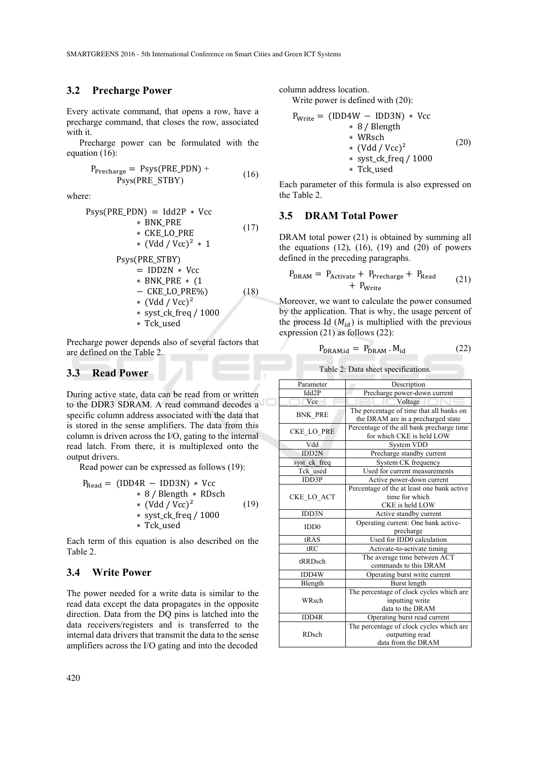### 3.2 Precharge Power

Every activate command, that opens a row, have a precharge command, that closes the row, associated with it.

Precharge power can be formulated with the equation (16):

$$P_{\text{Precharge}} = \text{Psys(PRE\_PDN)} + \text{Psys(PRE\_STBY)} \quad (16)$$

where:

$$\text{Psys(PRE\_PDN)} = \text{Idd2P} * \text{Vcc} * \text{BNK\_PRE} * \text{CKE\_LO\_PRE} * (\text{Vdd} / \text{Vcc})^2 * 1 \quad (17)$$

$$\text{Psys(PRE\_STBY)} = \text{IDD2N} * \text{Vcc} * \text{BNK\_PRE} * (1 - \text{CKE\_LO\_PRE\%}) * (\text{Vdd} / \text{Vcc})^2 * \text{syst\_ck\_freq} / 1000 * \text{Tck\_used} \quad (18)$$

Precharge power depends also of several factors that are defined on the Table 2.

### 3.3 Read Power

During active state, data can be read from or written to the DDR3 SDRAM. A read command decodes a specific column address associated with the data that is stored in the sense amplifiers. The data from this column is driven across the I/O, gating to the internal read latch. From there, it is multiplexed onto the output drivers.

Read power can be expressed as follows (19):

$$P_{\text{Read}} = (\text{IDD4R} - \text{IDD3N}) * \text{Vcc} * 8 / \text{Blength} * \text{RDsch} * (\text{Vdd} / \text{Vcc})^2 * \text{syst\_ck\_freq} / 1000 * \text{Tck\_used} \quad (19)$$

Each term of this equation is also described on the Table 2.

### 3.4 Write Power

The power needed for a write data is similar to the read data except the data propagates in the opposite direction. Data from the DQ pins is latched into the data receivers/registers and is transferred to the internal data drivers that transmit the data to the sense amplifiers across the I/O gating and into the decoded column address location.

Write power is defined with (20):

$$P_{\text{Write}} = (\text{IDD4W} - \text{IDD3N}) * \text{Vcc} * 8 / \text{Blength} * \text{WRsch} * (\text{Vdd} / \text{Vcc})^2 * \text{syst\_ck\_freq} / 1000 * \text{Tck\_used} \quad (20)$$

Each parameter of this formula is also expressed on the Table 2.

### 3.5 DRAM Total Power

DRAM total power (21) is obtained by summing all the equations (12), (16), (19) and (20) of powers defined in the preceding paragraphs.

$$P_{\text{DRAM}} = P_{\text{Activate}} + P_{\text{Precharge}} + P_{\text{Read}} + P_{\text{Write}} \quad (21)$$

Moreover, we want to calculate the power consumed by the application. That is why, the usage percent of the process Id ($M_{id}$) is multiplied with the previous expression (21) as follows (22):

$$P_{\text{DRAM,id}} = P_{\text{DRAM}} \cdot M_{\text{id}} \quad (22)$$

Table 2: Data sheet specifications.

| Parameter | Description |
|---|---|
| Idd2P | Precharge power-down current |
| Vcc | Voltage |
| BNK_PRE | The percentage of time that all banks on the DRAM are in a precharged state |
| CKE_LO_PRE | Percentage of the all bank precharge time for which CKE is held LOW |
| Vdd | System VDD |
| IDD2N | Precharge standby current |
| syst_ck_freq | System CK frequency |
| Tck_used | Used for current measurements |
| IDD3P | Active power-down current |
| CKE_LO_ACT | Percentage of the at least one bank active time for which CKE is held LOW |
| IDD3N | Active standby current |
| IDD0 | Operating current: One bank active-precharge |
| tRAS | Used for IDD0 calculation |
| tRC | Activate-to-activate timing |
| tRRDsch | The average time between ACT commands to this DRAM |
| IDD4W | Operating burst write current |
| Blength | Burst length |
| WRsch | The percentage of clock cycles which are inputting write data to the DRAM |
| IDD4R | Operating burst read current |
| RDsch | The percentage of clock cycles which are outputting read data from the DRAM |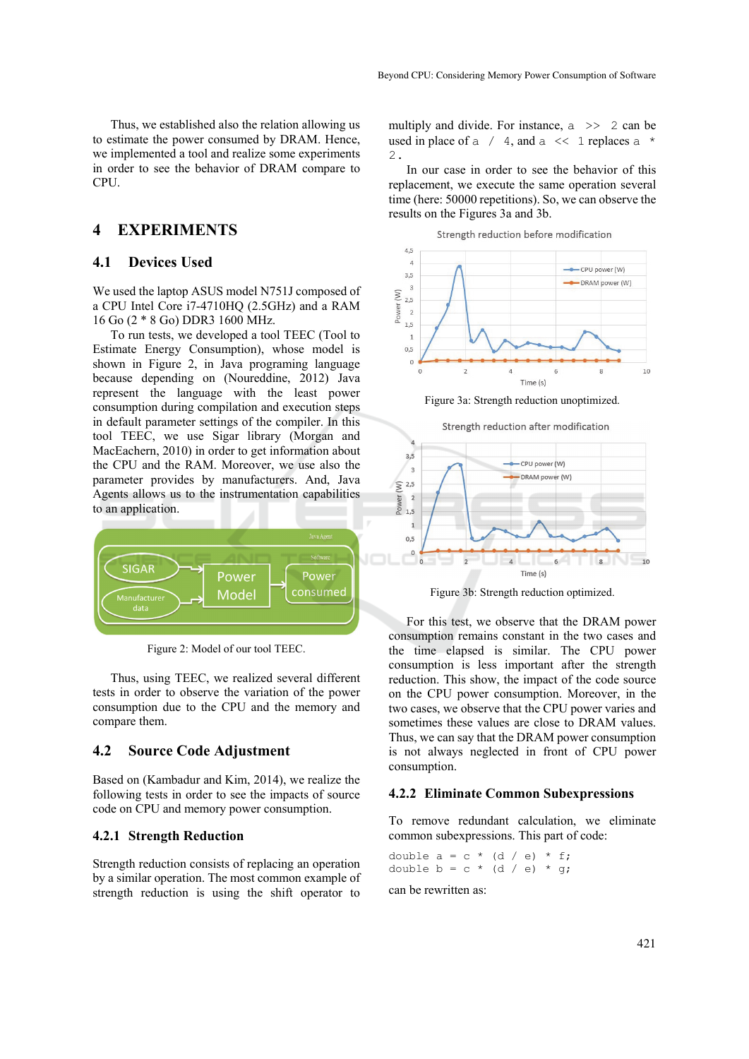Thus, we established also the relation allowing us to estimate the power consumed by DRAM. Hence, we implemented a tool and realize some experiments in order to see the behavior of DRAM compare to CPU.

# 4 EXPERIMENTS

## 4.1 Devices Used

We used the laptop ASUS model N751J composed of a CPU Intel Core i7-4710HQ (2.5GHz) and a RAM 16 Go (2 * 8 Go) DDR3 1600 MHz.

To run tests, we developed a tool TEEC (Tool to Estimate Energy Consumption), whose model is shown in Figure 2, in Java programing language because depending on (Noureddine, 2012) Java represent the language with the least power consumption during compilation and execution steps in default parameter settings of the compiler. In this tool TEEC, we use Sigar library (Morgan and MacEachern, 2010) in order to get information about the CPU and the RAM. Moreover, we use also the parameter provides by manufacturers. And, Java Agents allows us to the instrumentation capabilities to an application.

Figure 2: Model of our tool TEEC.

Thus, using TEEC, we realized several different tests in order to observe the variation of the power consumption due to the CPU and the memory and compare them.

## 4.2 Source Code Adjustment

Based on (Kambadur and Kim, 2014), we realize the following tests in order to see the impacts of source code on CPU and memory power consumption.

### 4.2.1 Strength Reduction

Strength reduction consists of replacing an operation by a similar operation. The most common example of strength reduction is using the shift operator to multiply and divide. For instance, `a >> 2` can be used in place of `a / 4`, and `a << 1` replaces `a * 2`.

In our case in order to see the behavior of this replacement, we execute the same operation several time (here: 50000 repetitions). So, we can observe the results on the Figures 3a and 3b.

Figure 3a: Strength reduction unoptimized.

Figure 3b: Strength reduction optimized.

For this test, we observe that the DRAM power consumption remains constant in the two cases and the time elapsed is similar. The CPU power consumption is less important after the strength reduction. This show, the impact of the code source on the CPU power consumption. Moreover, in the two cases, we observe that the CPU power varies and sometimes these values are close to DRAM values. Thus, we can say that the DRAM power consumption is not always neglected in front of CPU power consumption.

### 4.2.2 Eliminate Common Subexpressions

To remove redundant calculation, we eliminate common subexpressions. This part of code:

```
double a = c * (d / e) * f;
double b = c * (d / e) * g;
```

can be rewritten as: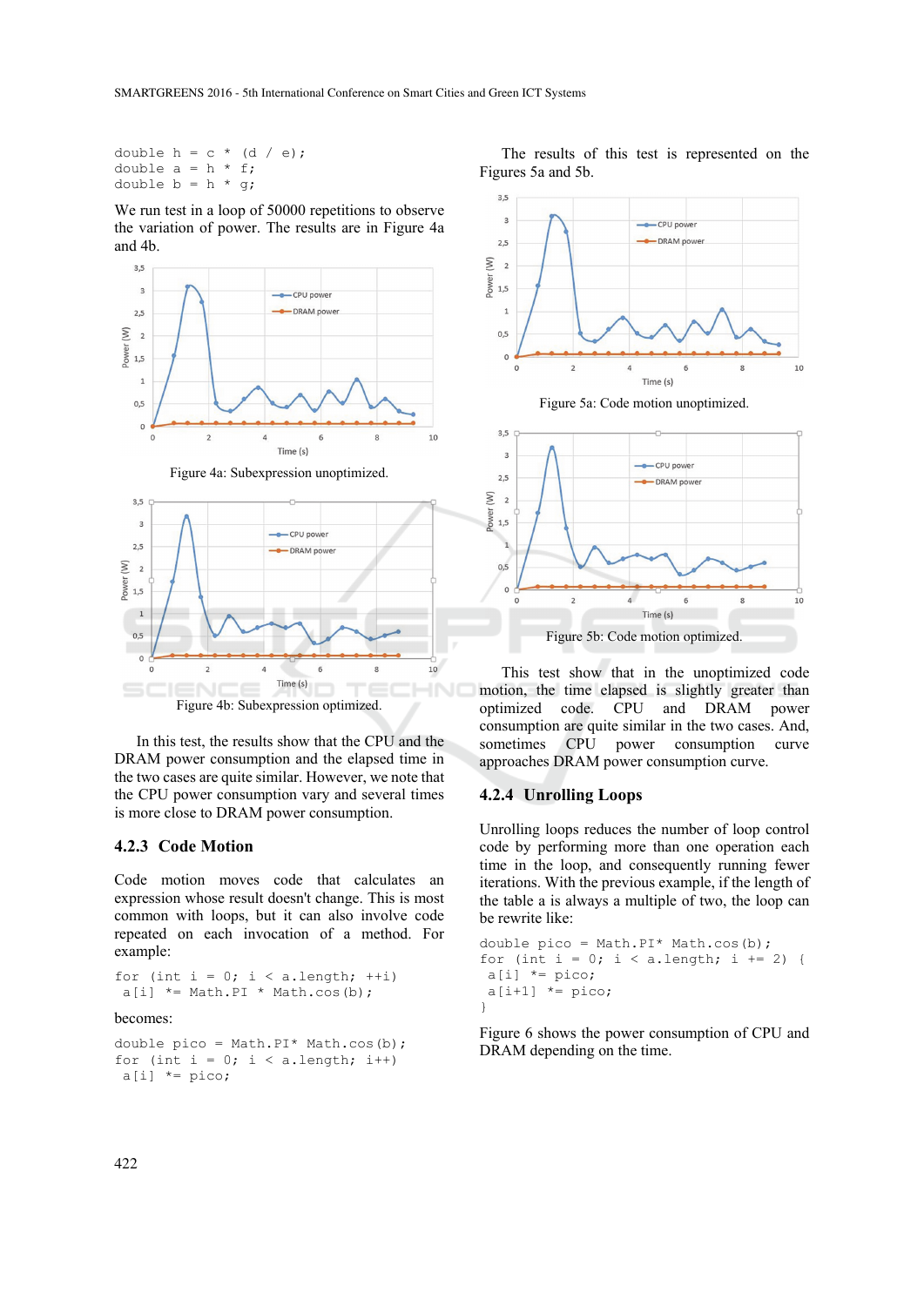```
double h = c * (d / e);
double a = h * f;
double b = h * g;
```

We run test in a loop of 50000 repetitions to observe the variation of power. The results are in Figure 4a and 4b.

Figure 4a: Subexpression unoptimized.

Figure 4b: Subexpression optimized.

In this test, the results show that the CPU and the DRAM power consumption and the elapsed time in the two cases are quite similar. However, we note that the CPU power consumption vary and several times is more close to DRAM power consumption.

### 4.2.3 Code Motion

Code motion moves code that calculates an expression whose result doesn't change. This is most common with loops, but it can also involve code repeated on each invocation of a method. For example:

```
for (int i = 0; i < a.length; ++i)
 a[i] *= Math.PI * Math.cos(b);
```

becomes:

```
double pico = Math.PI* Math.cos(b);
for (int i = 0; i < a.length; i++)
 a[i] *= pico;
```

The results of this test is represented on the Figures 5a and 5b.

Figure 5a: Code motion unoptimized.

Figure 5b: Code motion optimized.

This test show that in the unoptimized code motion, the time elapsed is slightly greater than optimized code. CPU and DRAM power consumption are quite similar in the two cases. And, sometimes CPU power consumption curve approaches DRAM power consumption curve.

### 4.2.4 Unrolling Loops

Unrolling loops reduces the number of loop control code by performing more than one operation each time in the loop, and consequently running fewer iterations. With the previous example, if the length of the table a is always a multiple of two, the loop can be rewrite like:

```
double pico = Math.PI* Math.cos(b);
for (int i = 0; i < a.length; i += 2) {
 a[i] *= pico;
 a[i+1] *= pico;
}
```

Figure 6 shows the power consumption of CPU and DRAM depending on the time.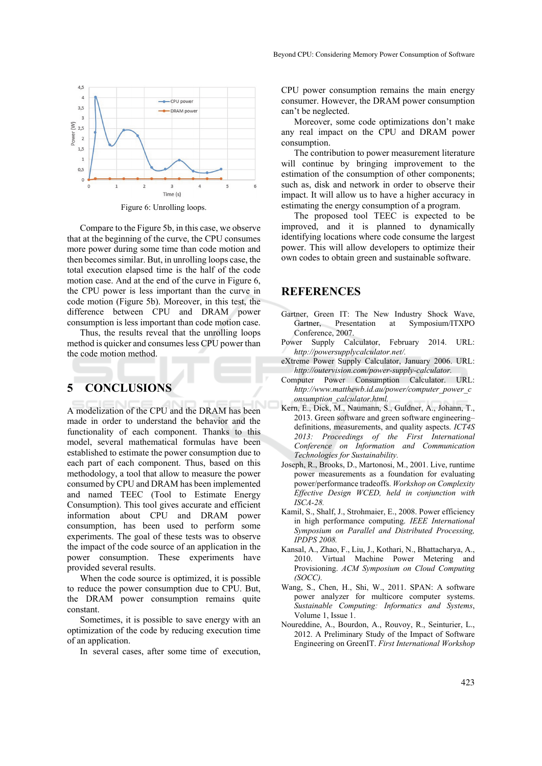Figure 6: Unrolling loops.

Compare to the Figure 5b, in this case, we observe that at the beginning of the curve, the CPU consumes more power during some time than code motion and then becomes similar. But, in unrolling loops case, the total execution elapsed time is the half of the code motion case. And at the end of the curve in Figure 6, the CPU power is less important than the curve in code motion (Figure 5b). Moreover, in this test, the difference between CPU and DRAM power consumption is less important than code motion case.

Thus, the results reveal that the unrolling loops method is quicker and consumes less CPU power than the code motion method.

## 5 CONCLUSIONS

A modelization of the CPU and the DRAM has been made in order to understand the behavior and the functionality of each component. Thanks to this model, several mathematical formulas have been established to estimate the power consumption due to each part of each component. Thus, based on this methodology, a tool that allow to measure the power consumed by CPU and DRAM has been implemented and named TEEC (Tool to Estimate Energy Consumption). This tool gives accurate and efficient information about CPU and DRAM power consumption, has been used to perform some experiments. The goal of these tests was to observe the impact of the code source of an application in the power consumption. These experiments have provided several results.

When the code source is optimized, it is possible to reduce the power consumption due to CPU. But, the DRAM power consumption remains quite constant.

Sometimes, it is possible to save energy with an optimization of the code by reducing execution time of an application.

In several cases, after some time of execution, CPU power consumption remains the main energy consumer. However, the DRAM power consumption can't be neglected.

Moreover, some code optimizations don't make any real impact on the CPU and DRAM power consumption.

The contribution to power measurement literature will continue by bringing improvement to the estimation of the consumption of other components; such as, disk and network in order to observe their impact. It will allow us to have a higher accuracy in estimating the energy consumption of a program.

The proposed tool TEEC is expected to be improved, and it is planned to dynamically identifying locations where code consume the largest power. This will allow developers to optimize their own codes to obtain green and sustainable software.

## REFERENCES

Gartner, Green IT: The New Industry Shock Wave, Gartner, Presentation at Symposium/ITXPO Conference, 2007.

Power Supply Calculator, February 2014. URL: *http://powersupplycalculator.net/*.

eXtreme Power Supply Calculator, January 2006. URL: *http://outervision.com/power-supply-calculator*.

Computer Power Consumption Calculator. URL: *http://www.matthewb.id.au/power/computer_power_consumption_calculator.html*.

Kern, E., Dick, M., Naumann, S., Guldner, A., Johann, T., 2013. Green software and green software engineering– definitions, measurements, and quality aspects. *ICT4S 2013: Proceedings of the First International Conference on Information and Communication Technologies for Sustainability*.

Joseph, R., Brooks, D., Martonosi, M., 2001. Live, runtime power measurements as a foundation for evaluating power/performance tradeoffs. *Workshop on Complexity Effective Design WCED, held in conjunction with ISCA-28*.

Kamil, S., Shalf, J., Strohmaier, E., 2008. Power efficiency in high performance computing. *IEEE International Symposium on Parallel and Distributed Processing, IPDPS 2008*.

Kansal, A., Zhao, F., Liu, J., Kothari, N., Bhattacharya, A., 2010. Virtual Machine Power Metering and Provisioning. *ACM Symposium on Cloud Computing (SOCC)*.

Wang, S., Chen, H., Shi, W., 2011. SPAN: A software power analyzer for multicore computer systems. *Sustainable Computing: Informatics and Systems*, Volume 1, Issue 1.

Noureddine, A., Bourdon, A., Rouvoy, R., Seinturier, L., 2012. A Preliminary Study of the Impact of Software Engineering on GreenIT. *First International Workshop*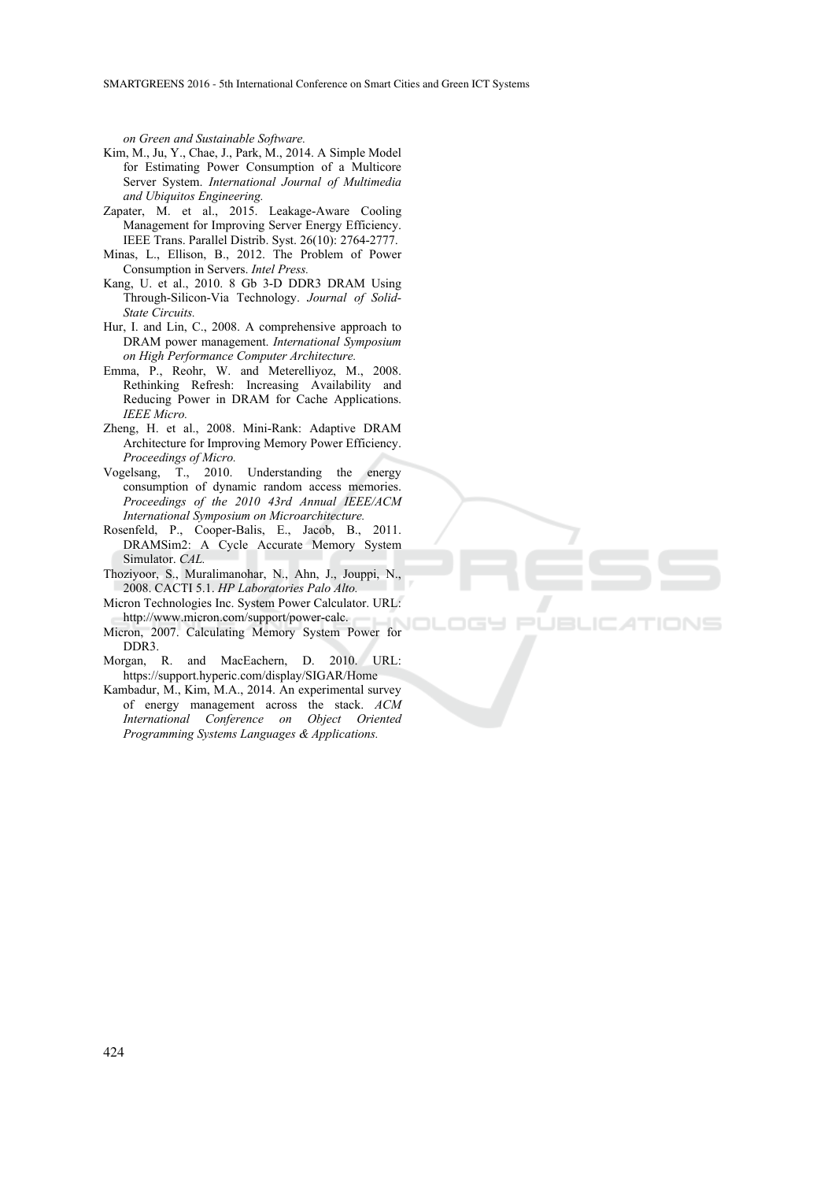*on Green and Sustainable Software.*

Kim, M., Ju, Y., Chae, J., Park, M., 2014. A Simple Model for Estimating Power Consumption of a Multicore Server System. *International Journal of Multimedia and Ubiquitos Engineering.*

Zapater, M. et al., 2015. Leakage-Aware Cooling Management for Improving Server Energy Efficiency. IEEE Trans. Parallel Distrib. Syst. 26(10): 2764-2777.

Minas, L., Ellison, B., 2012. The Problem of Power Consumption in Servers. *Intel Press.*

Kang, U. et al., 2010. 8 Gb 3-D DDR3 DRAM Using Through-Silicon-Via Technology. *Journal of Solid-State Circuits.*

Hur, I. and Lin, C., 2008. A comprehensive approach to DRAM power management. *International Symposium on High Performance Computer Architecture.*

Emma, P., Reohr, W. and Meterelliyoz, M., 2008. Rethinking Refresh: Increasing Availability and Reducing Power in DRAM for Cache Applications. *IEEE Micro.*

Zheng, H. et al., 2008. Mini-Rank: Adaptive DRAM Architecture for Improving Memory Power Efficiency. *Proceedings of Micro.*

Vogelsang, T., 2010. Understanding the energy consumption of dynamic random access memories. *Proceedings of the 2010 43rd Annual IEEE/ACM International Symposium on Microarchitecture.*

Rosenfeld, P., Cooper-Balis, E., Jacob, B., 2011. DRAMSim2: A Cycle Accurate Memory System Simulator. *CAL.*

Thoziyoor, S., Muralimanohar, N., Ahn, J., Jouppi, N., 2008. CACTI 5.1. *HP Laboratories Palo Alto.*

Micron Technologies Inc. System Power Calculator. URL: http://www.micron.com/support/power-calc.

Micron, 2007. Calculating Memory System Power for DDR3.

Morgan, R. and MacEachern, D. 2010. URL: https://support.hyperic.com/display/SIGAR/Home

Kambadur, M., Kim, M.A., 2014. An experimental survey of energy management across the stack. *ACM International Conference on Object Oriented Programming Systems Languages & Applications.*